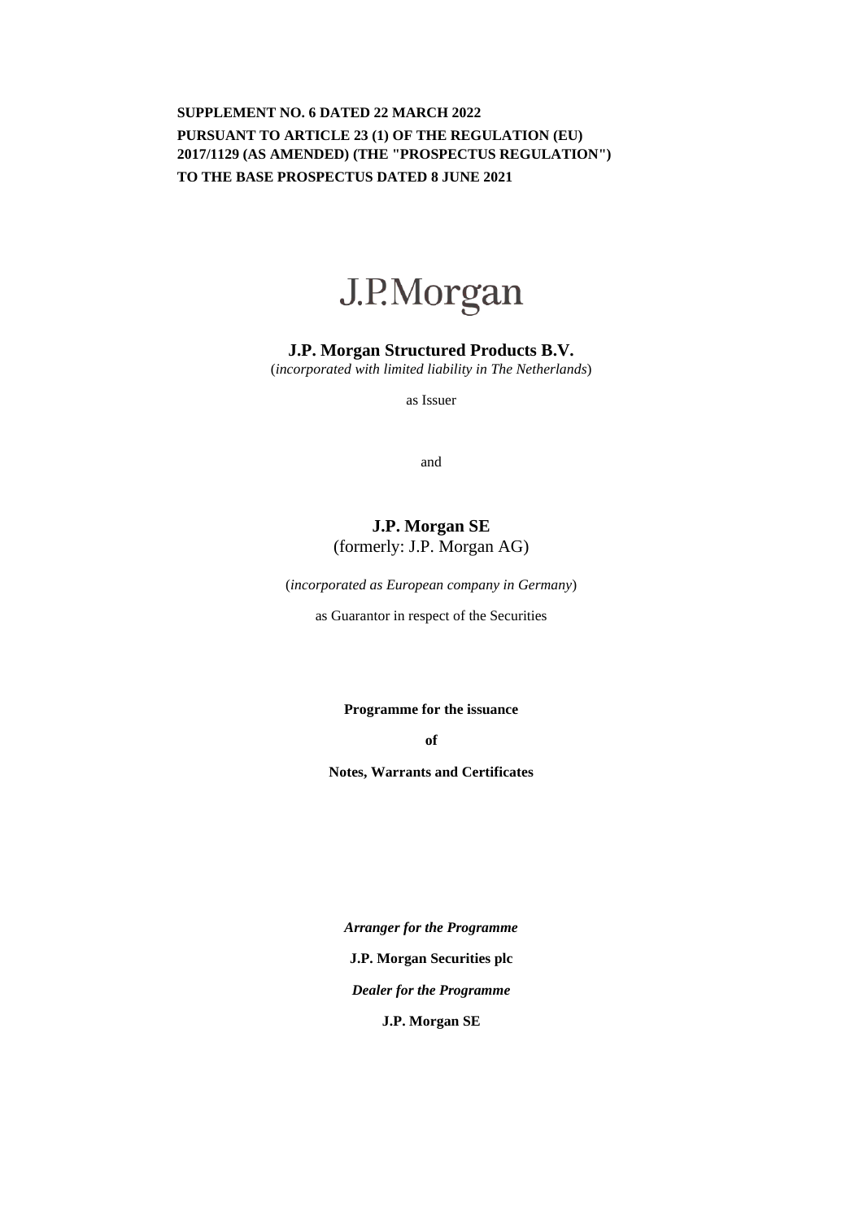**SUPPLEMENT NO. 6 DATED 22 MARCH 2022**

**PURSUANT TO ARTICLE 23 (1) OF THE REGULATION (EU) 2017/1129 (AS AMENDED) (THE "PROSPECTUS REGULATION")**

**TO THE BASE PROSPECTUS DATED 8 JUNE 2021**

J.P.Morgan

**J.P. Morgan Structured Products B.V.**

(*incorporated with limited liability in The Netherlands*)

as Issuer

and

**J.P. Morgan SE**

(formerly: J.P. Morgan AG)

(*incorporated as European company in Germany*)

as Guarantor in respect of the Securities

**Programme for the issuance**

**of**

**Notes, Warrants and Certificates**

***Arranger for the Programme***

**J.P. Morgan Securities plc**

***Dealer for the Programme***

**J.P. Morgan SE**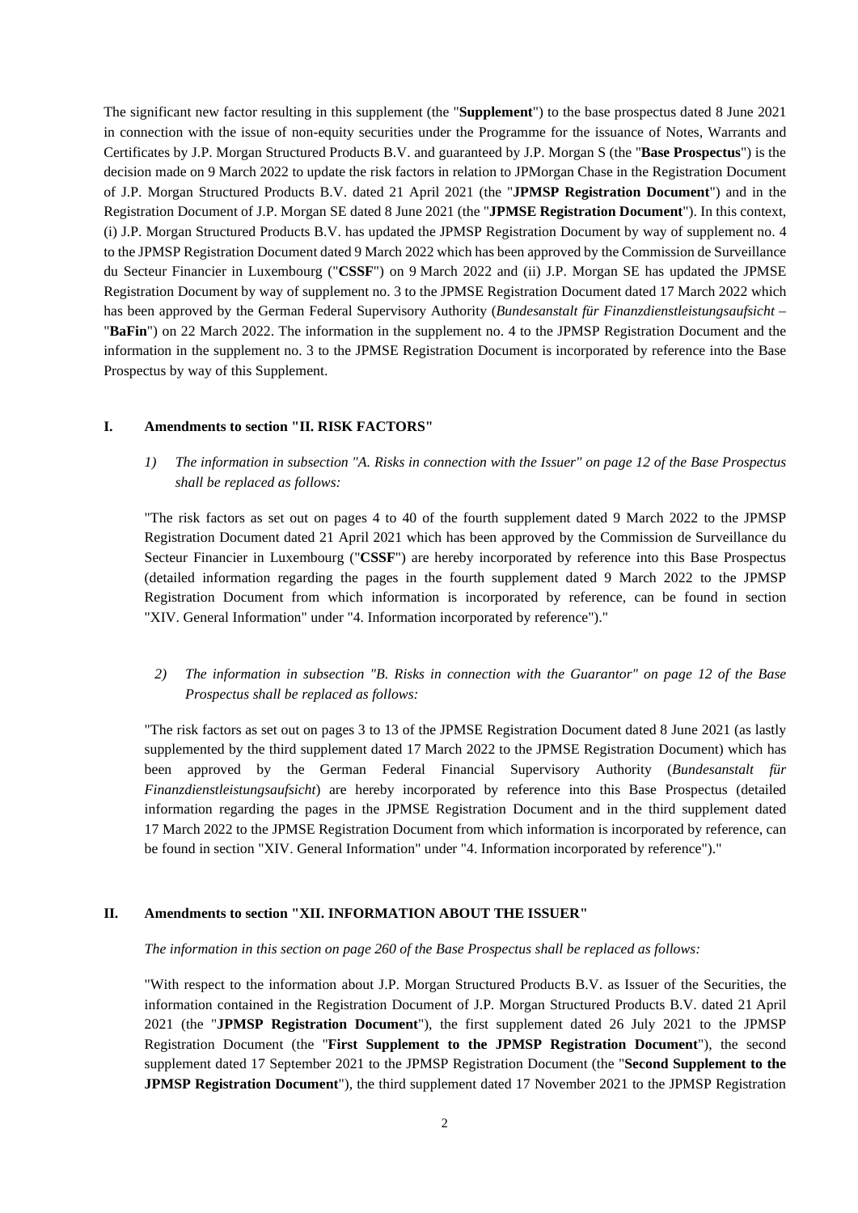The significant new factor resulting in this supplement (the "**Supplement**") to the base prospectus dated 8 June 2021 in connection with the issue of non-equity securities under the Programme for the issuance of Notes, Warrants and Certificates by J.P. Morgan Structured Products B.V. and guaranteed by J.P. Morgan S (the "**Base Prospectus**") is the decision made on 9 March 2022 to update the risk factors in relation to JPMorgan Chase in the Registration Document of J.P. Morgan Structured Products B.V. dated 21 April 2021 (the "**JPMSP Registration Document**") and in the Registration Document of J.P. Morgan SE dated 8 June 2021 (the "**JPMSE Registration Document**"). In this context, (i) J.P. Morgan Structured Products B.V. has updated the JPMSP Registration Document by way of supplement no. 4 to the JPMSP Registration Document dated 9 March 2022 which has been approved by the Commission de Surveillance du Secteur Financier in Luxembourg ("**CSSF**") on 9 March 2022 and (ii) J.P. Morgan SE has updated the JPMSE Registration Document by way of supplement no. 3 to the JPMSE Registration Document dated 17 March 2022 which has been approved by the German Federal Supervisory Authority (*Bundesanstalt für Finanzdienstleistungsaufsicht* – "**BaFin**") on 22 March 2022. The information in the supplement no. 4 to the JPMSP Registration Document and the information in the supplement no. 3 to the JPMSE Registration Document is incorporated by reference into the Base Prospectus by way of this Supplement.

## I. Amendments to section "II. RISK FACTORS"

1) *The information in subsection "A. Risks in connection with the Issuer" on page 12 of the Base Prospectus shall be replaced as follows:*

"The risk factors as set out on pages 4 to 40 of the fourth supplement dated 9 March 2022 to the JPMSP Registration Document dated 21 April 2021 which has been approved by the Commission de Surveillance du Secteur Financier in Luxembourg ("**CSSF**") are hereby incorporated by reference into this Base Prospectus (detailed information regarding the pages in the fourth supplement dated 9 March 2022 to the JPMSP Registration Document from which information is incorporated by reference, can be found in section "XIV. General Information" under "4. Information incorporated by reference")."

2) *The information in subsection "B. Risks in connection with the Guarantor" on page 12 of the Base Prospectus shall be replaced as follows:*

"The risk factors as set out on pages 3 to 13 of the JPMSE Registration Document dated 8 June 2021 (as lastly supplemented by the third supplement dated 17 March 2022 to the JPMSE Registration Document) which has been approved by the German Federal Financial Supervisory Authority (*Bundesanstalt für Finanzdienstleistungsaufsicht*) are hereby incorporated by reference into this Base Prospectus (detailed information regarding the pages in the JPMSE Registration Document and in the third supplement dated 17 March 2022 to the JPMSE Registration Document from which information is incorporated by reference, can be found in section "XIV. General Information" under "4. Information incorporated by reference")."

## II. Amendments to section "XII. INFORMATION ABOUT THE ISSUER"

*The information in this section on page 260 of the Base Prospectus shall be replaced as follows:*

"With respect to the information about J.P. Morgan Structured Products B.V. as Issuer of the Securities, the information contained in the Registration Document of J.P. Morgan Structured Products B.V. dated 21 April 2021 (the "**JPMSP Registration Document**"), the first supplement dated 26 July 2021 to the JPMSP Registration Document (the "**First Supplement to the JPMSP Registration Document**"), the second supplement dated 17 September 2021 to the JPMSP Registration Document (the "**Second Supplement to the JPMSP Registration Document**"), the third supplement dated 17 November 2021 to the JPMSP Registration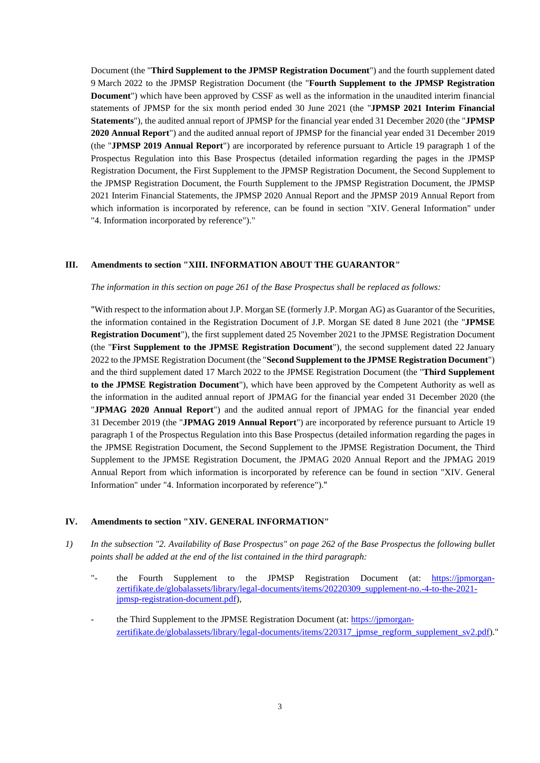Document (the "**Third Supplement to the JPMSP Registration Document**") and the fourth supplement dated 9 March 2022 to the JPMSP Registration Document (the "**Fourth Supplement to the JPMSP Registration Document**") which have been approved by CSSF as well as the information in the unaudited interim financial statements of JPMSP for the six month period ended 30 June 2021 (the "**JPMSP 2021 Interim Financial Statements**"), the audited annual report of JPMSP for the financial year ended 31 December 2020 (the "**JPMSP 2020 Annual Report**") and the audited annual report of JPMSP for the financial year ended 31 December 2019 (the "**JPMSP 2019 Annual Report**") are incorporated by reference pursuant to Article 19 paragraph 1 of the Prospectus Regulation into this Base Prospectus (detailed information regarding the pages in the JPMSP Registration Document, the First Supplement to the JPMSP Registration Document, the Second Supplement to the JPMSP Registration Document, the Fourth Supplement to the JPMSP Registration Document, the JPMSP 2021 Interim Financial Statements, the JPMSP 2020 Annual Report and the JPMSP 2019 Annual Report from which information is incorporated by reference, can be found in section "XIV. General Information" under "4. Information incorporated by reference")."

## III. Amendments to section "XIII. INFORMATION ABOUT THE GUARANTOR"

*The information in this section on page 261 of the Base Prospectus shall be replaced as follows:*

"With respect to the information about J.P. Morgan SE (formerly J.P. Morgan AG) as Guarantor of the Securities, the information contained in the Registration Document of J.P. Morgan SE dated 8 June 2021 (the "**JPMSE Registration Document**"), the first supplement dated 25 November 2021 to the JPMSE Registration Document (the "**First Supplement to the JPMSE Registration Document**"), the second supplement dated 22 January 2022 to the JPMSE Registration Document (the "**Second Supplement to the JPMSE Registration Document**") and the third supplement dated 17 March 2022 to the JPMSE Registration Document (the "**Third Supplement to the JPMSE Registration Document**"), which have been approved by the Competent Authority as well as the information in the audited annual report of JPMAG for the financial year ended 31 December 2020 (the "**JPMAG 2020 Annual Report**") and the audited annual report of JPMAG for the financial year ended 31 December 2019 (the "**JPMAG 2019 Annual Report**") are incorporated by reference pursuant to Article 19 paragraph 1 of the Prospectus Regulation into this Base Prospectus (detailed information regarding the pages in the JPMSE Registration Document, the Second Supplement to the JPMSE Registration Document, the Third Supplement to the JPMSE Registration Document, the JPMAG 2020 Annual Report and the JPMAG 2019 Annual Report from which information is incorporated by reference can be found in section "XIV. General Information" under "4. Information incorporated by reference")."

## IV. Amendments to section "XIV. GENERAL INFORMATION"

1) *In the subsection "2. Availability of Base Prospectus" on page 262 of the Base Prospectus the following bullet points shall be added at the end of the list contained in the third paragraph:*

"- the Fourth Supplement to the JPMSP Registration Document (at: https://jpmorgan-zertifikate.de/globalassets/library/legal-documents/items/20220309_supplement-no.-4-to-the-2021-jpmsp-registration-document.pdf),

- the Third Supplement to the JPMSE Registration Document (at: https://jpmorgan-zertifikate.de/globalassets/library/legal-documents/items/220317_jpmse_regform_supplement_sv2.pdf)."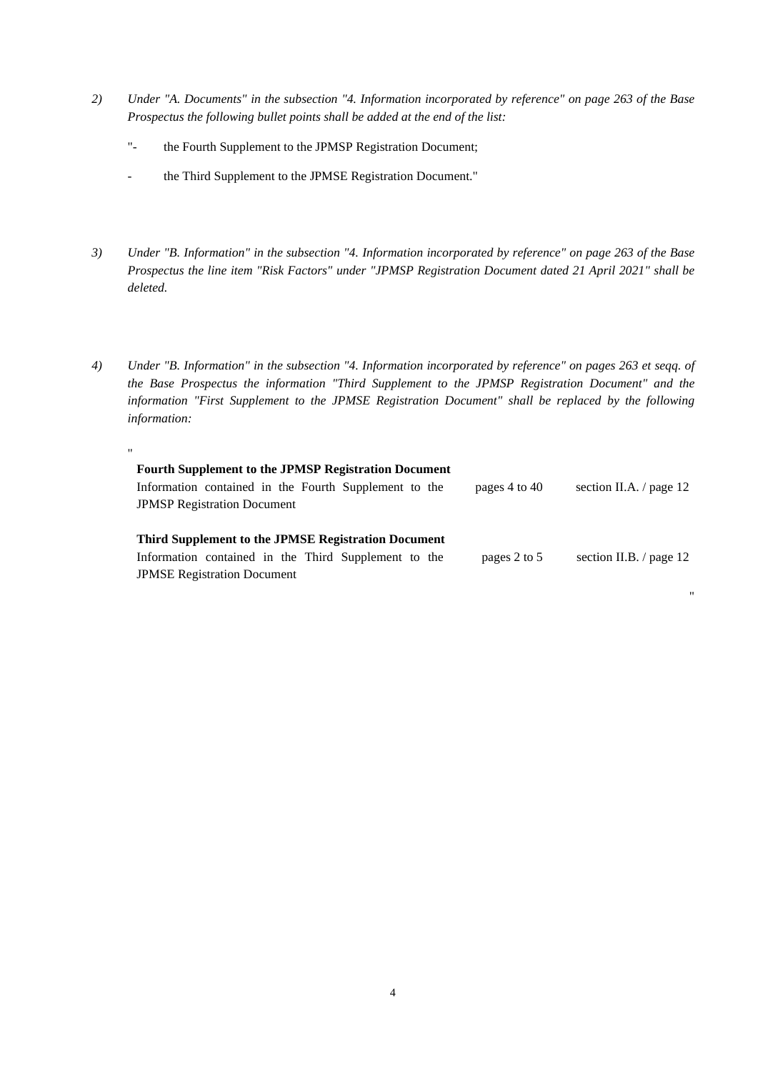2) *Under "A. Documents" in the subsection "4. Information incorporated by reference" on page 263 of the Base Prospectus the following bullet points shall be added at the end of the list:*

"- the Fourth Supplement to the JPMSP Registration Document;

- the Third Supplement to the JPMSE Registration Document."

3) *Under "B. Information" in the subsection "4. Information incorporated by reference" on page 263 of the Base Prospectus the line item "Risk Factors" under "JPMSP Registration Document dated 21 April 2021" shall be deleted.*

4) *Under "B. Information" in the subsection "4. Information incorporated by reference" on pages 263 et seqq. of the Base Prospectus the information "Third Supplement to the JPMSP Registration Document" and the information "First Supplement to the JPMSE Registration Document" shall be replaced by the following information:*

"

| | | |
|---|---|---|
| **Fourth Supplement to the JPMSP Registration Document** | | |
| Information contained in the Fourth Supplement to the JPMSP Registration Document | pages 4 to 40 | section II.A. / page 12 |
| **Third Supplement to the JPMSE Registration Document** | | |
| Information contained in the Third Supplement to the JPMSE Registration Document | pages 2 to 5 | section II.B. / page 12 |

"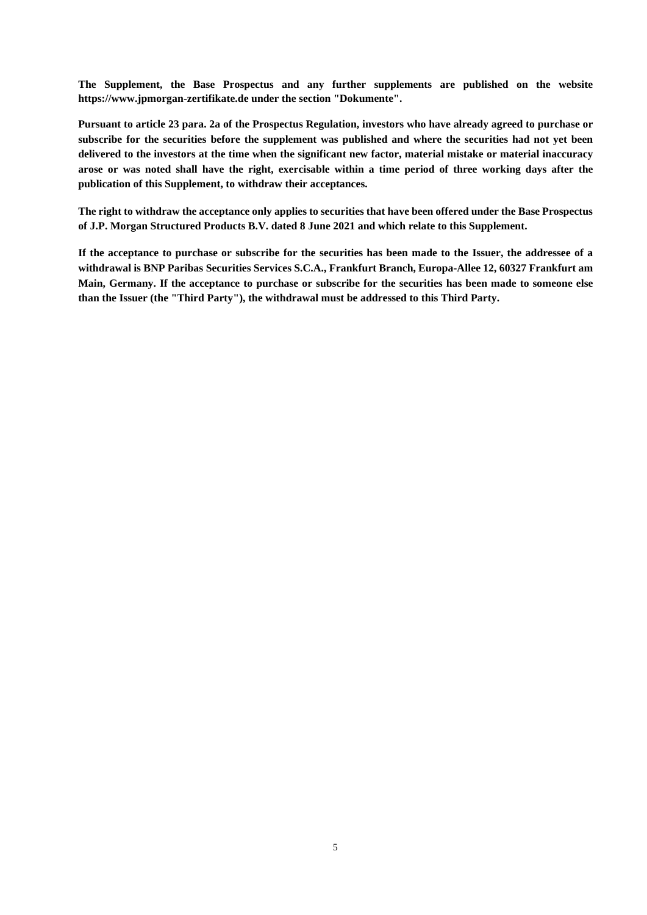**The Supplement, the Base Prospectus and any further supplements are published on the website https://www.jpmorgan-zertifikate.de under the section "Dokumente".**

**Pursuant to article 23 para. 2a of the Prospectus Regulation, investors who have already agreed to purchase or subscribe for the securities before the supplement was published and where the securities had not yet been delivered to the investors at the time when the significant new factor, material mistake or material inaccuracy arose or was noted shall have the right, exercisable within a time period of three working days after the publication of this Supplement, to withdraw their acceptances.**

**The right to withdraw the acceptance only applies to securities that have been offered under the Base Prospectus of J.P. Morgan Structured Products B.V. dated 8 June 2021 and which relate to this Supplement.**

**If the acceptance to purchase or subscribe for the securities has been made to the Issuer, the addressee of a withdrawal is BNP Paribas Securities Services S.C.A., Frankfurt Branch, Europa-Allee 12, 60327 Frankfurt am Main, Germany. If the acceptance to purchase or subscribe for the securities has been made to someone else than the Issuer (the "Third Party"), the withdrawal must be addressed to this Third Party.**